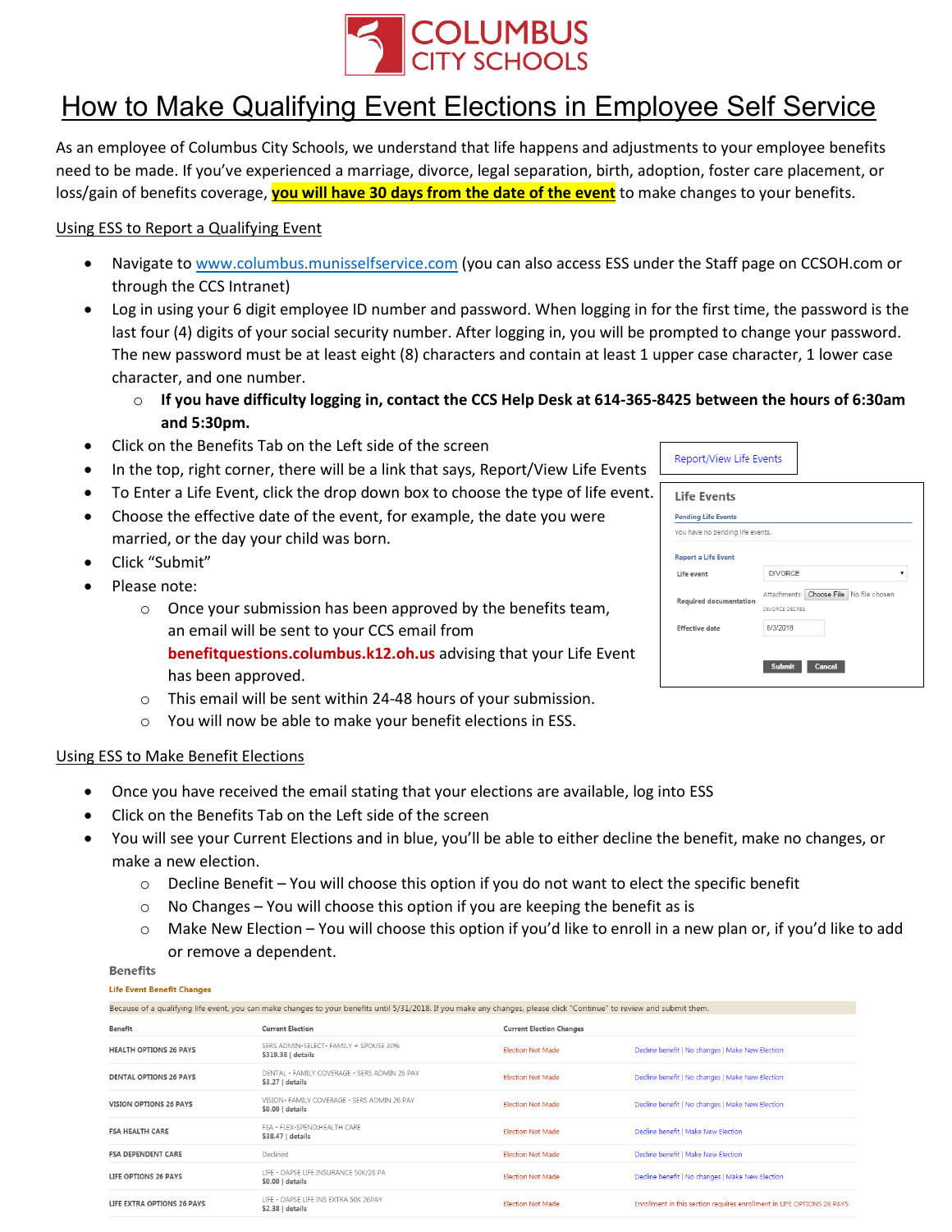COLUMBUS CITY SCHOOLS

# How to Make Qualifying Event Elections in Employee Self Service

As an employee of Columbus City Schools, we understand that life happens and adjustments to your employee benefits need to be made. If you've experienced a marriage, divorce, legal separation, birth, adoption, foster care placement, or loss/gain of benefits coverage, **you will have 30 days from the date of the event** to make changes to your benefits.

## Using ESS to Report a Qualifying Event

- Navigate to www.columbus.munisselfservice.com (you can also access ESS under the Staff page on CCSOH.com or through the CCS Intranet)
- Log in using your 6 digit employee ID number and password. When logging in for the first time, the password is the last four (4) digits of your social security number. After logging in, you will be prompted to change your password. The new password must be at least eight (8) characters and contain at least 1 upper case character, 1 lower case character, and one number.
  - **If you have difficulty logging in, contact the CCS Help Desk at 614-365-8425 between the hours of 6:30am and 5:30pm.**
- Click on the Benefits Tab on the Left side of the screen
- In the top, right corner, there will be a link that says, Report/View Life Events
- To Enter a Life Event, click the drop down box to choose the type of life event.
- Choose the effective date of the event, for example, the date you were married, or the day your child was born.
- Click "Submit"
- Please note:
  - Once your submission has been approved by the benefits team, an email will be sent to your CCS email from **benefitquestions.columbus.k12.oh.us** advising that your Life Event has been approved.
  - This email will be sent within 24-48 hours of your submission.
  - You will now be able to make your benefit elections in ESS.

Report/View Life Events

**Life Events**

Pending Life Events

You have no pending life events.

Report a Life Event

| | |
|---|---|
| Life event | DIVORCE |
| Required documentation | Attachments: Choose File No file chosen<br>DIVORCE DECREE |
| Effective date | 5/3/2018 |

Submit | Cancel

## Using ESS to Make Benefit Elections

- Once you have received the email stating that your elections are available, log into ESS
- Click on the Benefits Tab on the Left side of the screen
- You will see your Current Elections and in blue, you'll be able to either decline the benefit, make no changes, or make a new election.
  - Decline Benefit – You will choose this option if you do not want to elect the specific benefit
  - No Changes – You will choose this option if you are keeping the benefit as is
  - Make New Election – You will choose this option if you'd like to enroll in a new plan or, if you'd like to add or remove a dependent.

**Benefits**

Life Event Benefit Changes

Because of a qualifying life event, you can make changes to your benefits until 5/31/2018. If you make any changes, please click "Continue" to review and submit them.

| Benefit | Current Election | Current Election Changes | |
|---|---|---|---|
| HEALTH OPTIONS 26 PAYS | SERS ADMIN-SELECT- FAMILY + SPOUSE 30%<br>$319.38 \| details | Election Not Made | Decline benefit \| No changes \| Make New Election |
| DENTAL OPTIONS 26 PAYS | DENTAL - FAMILY COVERAGE - SERS ADMIN 26 PAY<br>$3.27 \| details | Election Not Made | Decline benefit \| No changes \| Make New Election |
| VISION OPTIONS 26 PAYS | VISION- FAMILY COVERAGE - SERS ADMIN 26 PAY<br>$0.00 \| details | Election Not Made | Decline benefit \| No changes \| Make New Election |
| FSA HEALTH CARE | FSA - FLEX-SPEND:HEALTH CARE<br>$38.47 \| details | Election Not Made | Decline benefit \| Make New Election |
| FSA DEPENDENT CARE | Declined | Election Not Made | Decline benefit \| Make New Election |
| LIFE OPTIONS 26 PAYS | LIFE - OAPSE LIFE INSURANCE 50K/26 PA<br>$0.00 \| details | Election Not Made | Decline benefit \| No changes \| Make New Election |
| LIFE EXTRA OPTIONS 26 PAYS | LIFE - OAPSE LIFE INS EXTRA 50K 26PAY<br>$2.38 \| details | Election Not Made | Enrollment in this section requires enrollment in LIFE OPTIONS 26 PAYS |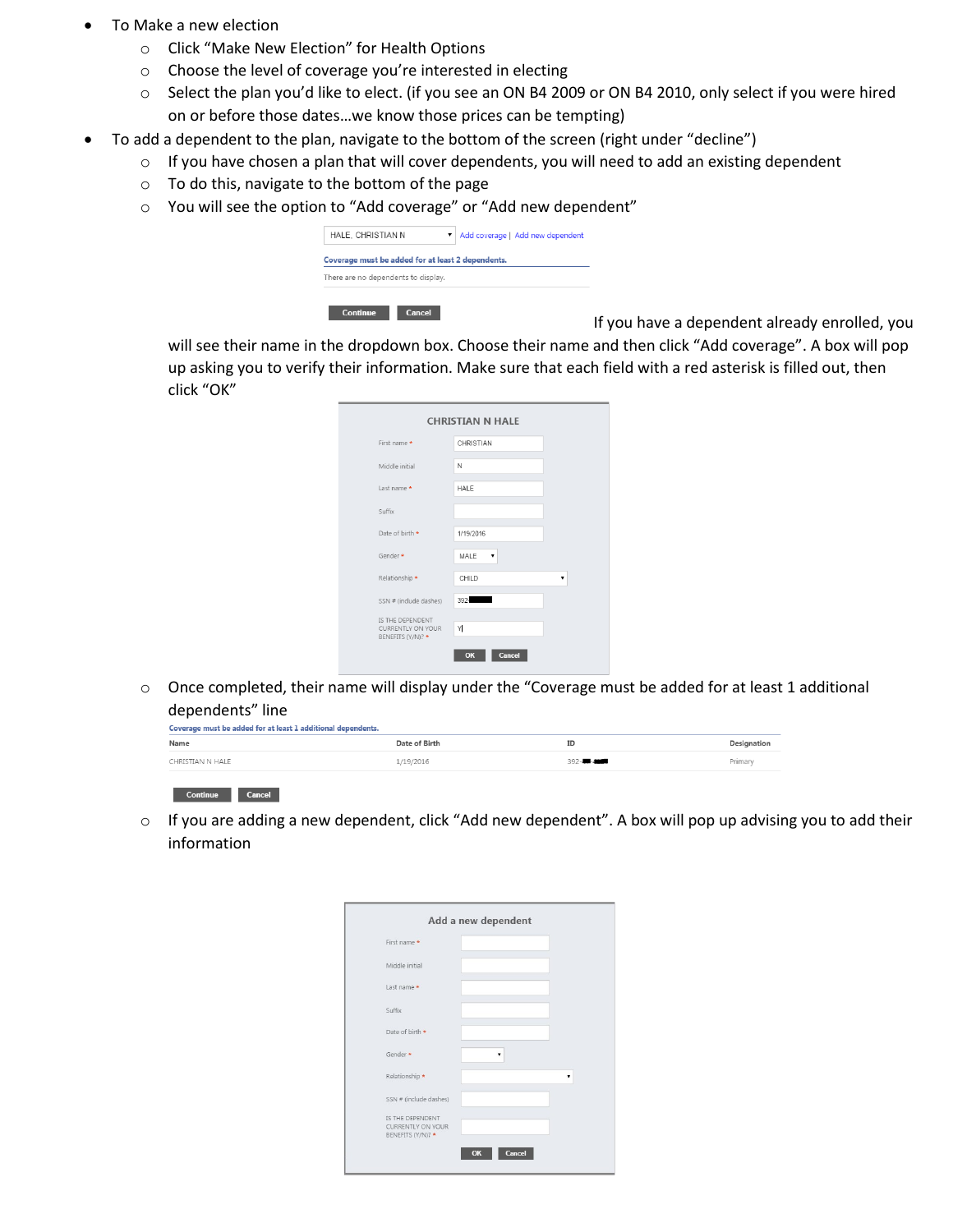- To Make a new election
  - Click “Make New Election” for Health Options
  - Choose the level of coverage you’re interested in electing
  - Select the plan you’d like to elect. (if you see an ON B4 2009 or ON B4 2010, only select if you were hired on or before those dates…we know those prices can be tempting)
- To add a dependent to the plan, navigate to the bottom of the screen (right under “decline”)
  - If you have chosen a plan that will cover dependents, you will need to add an existing dependent
  - To do this, navigate to the bottom of the page
  - You will see the option to “Add coverage” or “Add new dependent”

    HALE, CHRISTIAN N | Add coverage | Add new dependent

    **Coverage must be added for at least 2 dependents.**

    There are no dependents to display.

    Continue | Cancel

    If you have a dependent already enrolled, you will see their name in the dropdown box. Choose their name and then click “Add coverage”. A box will pop up asking you to verify their information. Make sure that each field with a red asterisk is filled out, then click “OK”

    **CHRISTIAN N HALE**

    | Field | Value |
    | --- | --- |
    | First name * | CHRISTIAN |
    | Middle initial | N |
    | Last name * | HALE |
    | Suffix | |
    | Date of birth * | 1/19/2016 |
    | Gender * | MALE |
    | Relationship * | CHILD |
    | SSN # (include dashes) | 392 |
    | IS THE DEPENDENT CURRENTLY ON YOUR BENEFITS (Y/N)? * | Y |

    OK | Cancel

  - Once completed, their name will display under the “Coverage must be added for at least 1 additional dependents” line

    **Coverage must be added for at least 1 additional dependents.**

    | Name | Date of Birth | ID | Designation |
    | --- | --- | --- | --- |
    | CHRISTIAN N HALE | 1/19/2016 | 392- | Primary |

    Continue | Cancel

  - If you are adding a new dependent, click “Add new dependent”. A box will pop up advising you to add their information

    **Add a new dependent**

    | Field | Value |
    | --- | --- |
    | First name * | |
    | Middle initial | |
    | Last name * | |
    | Suffix | |
    | Date of birth * | |
    | Gender * | |
    | Relationship * | |
    | SSN # (include dashes) | |
    | IS THE DEPENDENT CURRENTLY ON YOUR BENEFITS (Y/N)? * | |

    OK | Cancel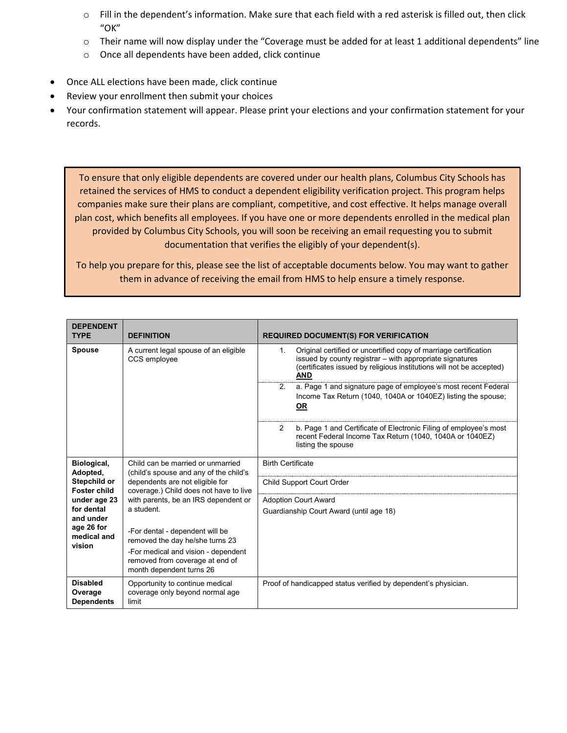- Fill in the dependent's information. Make sure that each field with a red asterisk is filled out, then click "OK"
- Their name will now display under the "Coverage must be added for at least 1 additional dependents" line
- Once all dependents have been added, click continue

- Once ALL elections have been made, click continue
- Review your enrollment then submit your choices
- Your confirmation statement will appear. Please print your elections and your confirmation statement for your records.

To ensure that only eligible dependents are covered under our health plans, Columbus City Schools has retained the services of HMS to conduct a dependent eligibility verification project. This program helps companies make sure their plans are compliant, competitive, and cost effective. It helps manage overall plan cost, which benefits all employees. If you have one or more dependents enrolled in the medical plan provided by Columbus City Schools, you will soon be receiving an email requesting you to submit documentation that verifies the eligibly of your dependent(s).

To help you prepare for this, please see the list of acceptable documents below. You may want to gather them in advance of receiving the email from HMS to help ensure a timely response.

| DEPENDENT TYPE | DEFINITION | REQUIRED DOCUMENT(S) FOR VERIFICATION |
|---|---|---|
| **Spouse** | A current legal spouse of an eligible CCS employee | 1. Original certified or uncertified copy of marriage certification issued by county registrar – with appropriate signatures (certificates issued by religious institutions will not be accepted) **AND** |
| | | 2. a. Page 1 and signature page of employee's most recent Federal Income Tax Return (1040, 1040A or 1040EZ) listing the spouse; **OR** |
| | | 2 b. Page 1 and Certificate of Electronic Filing of employee's most recent Federal Income Tax Return (1040, 1040A or 1040EZ) listing the spouse |
| **Biological, Adopted, Stepchild or Foster child under age 23 for dental and under age 26 for medical and vision** | Child can be married or unmarried (child's spouse and any of the child's dependents are not eligible for coverage.) Child does not have to live with parents, be an IRS dependent or a student.<br><br>-For dental - dependent will be removed the day he/she turns 23<br>-For medical and vision - dependent removed from coverage at end of month dependent turns 26 | Birth Certificate |
| | | Child Support Court Order |
| | | Adoption Court Award<br>Guardianship Court Award (until age 18) |
| **Disabled Overage Dependents** | Opportunity to continue medical coverage only beyond normal age limit | Proof of handicapped status verified by dependent's physician. |